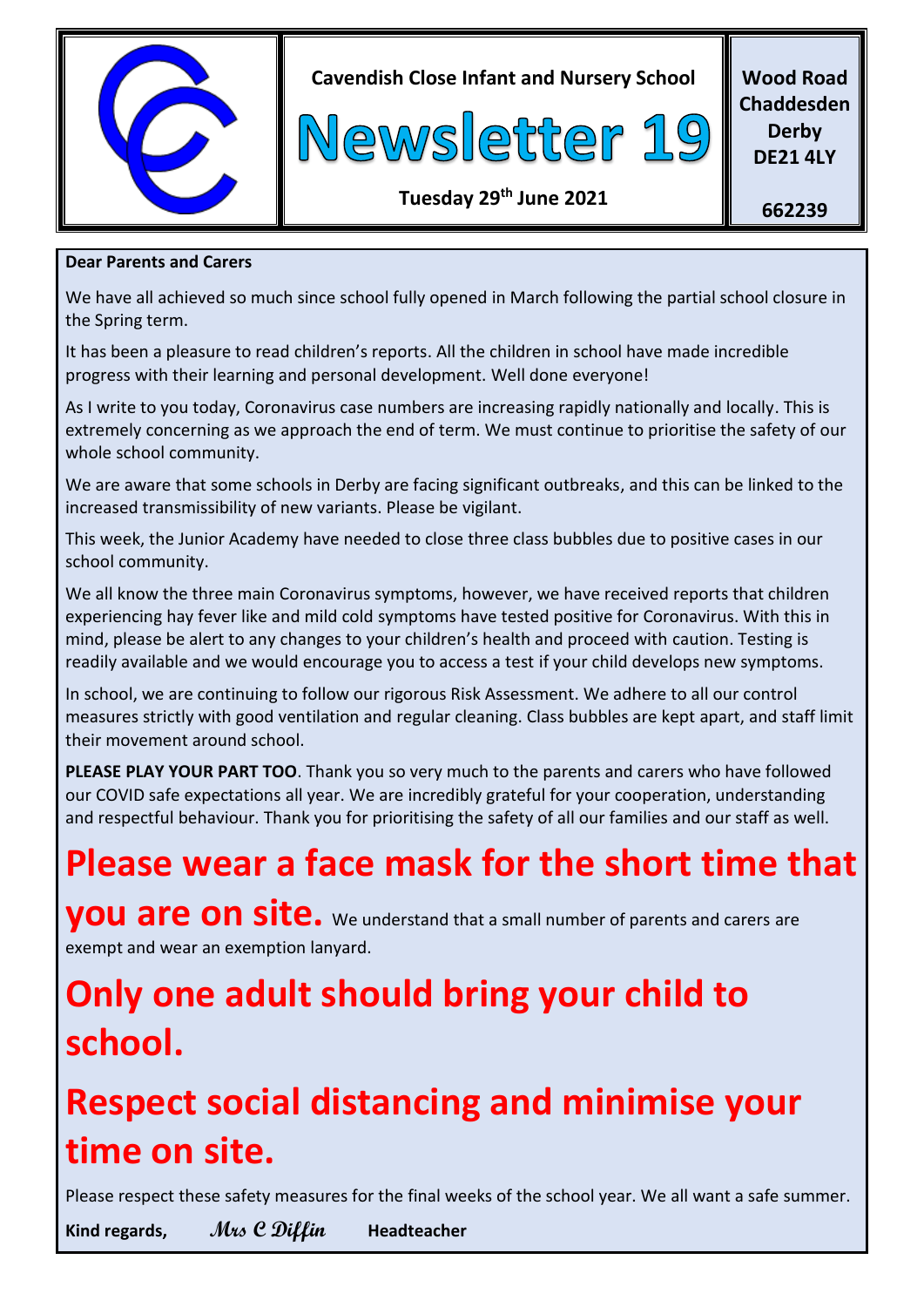**Cavendish Close Infant and Nursery School**

# Newsletter 19

**Tuesday 29th June 2021**

**Wood Road**
**Chaddesden**
**Derby**
**DE21 4LY**

**662239**

**Dear Parents and Carers**

We have all achieved so much since school fully opened in March following the partial school closure in the Spring term.

It has been a pleasure to read children's reports. All the children in school have made incredible progress with their learning and personal development. Well done everyone!

As I write to you today, Coronavirus case numbers are increasing rapidly nationally and locally. This is extremely concerning as we approach the end of term. We must continue to prioritise the safety of our whole school community.

We are aware that some schools in Derby are facing significant outbreaks, and this can be linked to the increased transmissibility of new variants. Please be vigilant.

This week, the Junior Academy have needed to close three class bubbles due to positive cases in our school community.

We all know the three main Coronavirus symptoms, however, we have received reports that children experiencing hay fever like and mild cold symptoms have tested positive for Coronavirus. With this in mind, please be alert to any changes to your children's health and proceed with caution. Testing is readily available and we would encourage you to access a test if your child develops new symptoms.

In school, we are continuing to follow our rigorous Risk Assessment. We adhere to all our control measures strictly with good ventilation and regular cleaning. Class bubbles are kept apart, and staff limit their movement around school.

**PLEASE PLAY YOUR PART TOO**. Thank you so very much to the parents and carers who have followed our COVID safe expectations all year. We are incredibly grateful for your cooperation, understanding and respectful behaviour. Thank you for prioritising the safety of all our families and our staff as well.

## Please wear a face mask for the short time that you are on site.

We understand that a small number of parents and carers are exempt and wear an exemption lanyard.

## Only one adult should bring your child to school.

## Respect social distancing and minimise your time on site.

Please respect these safety measures for the final weeks of the school year. We all want a safe summer.

**Kind regards,** *Mrs C Diffin* **Headteacher**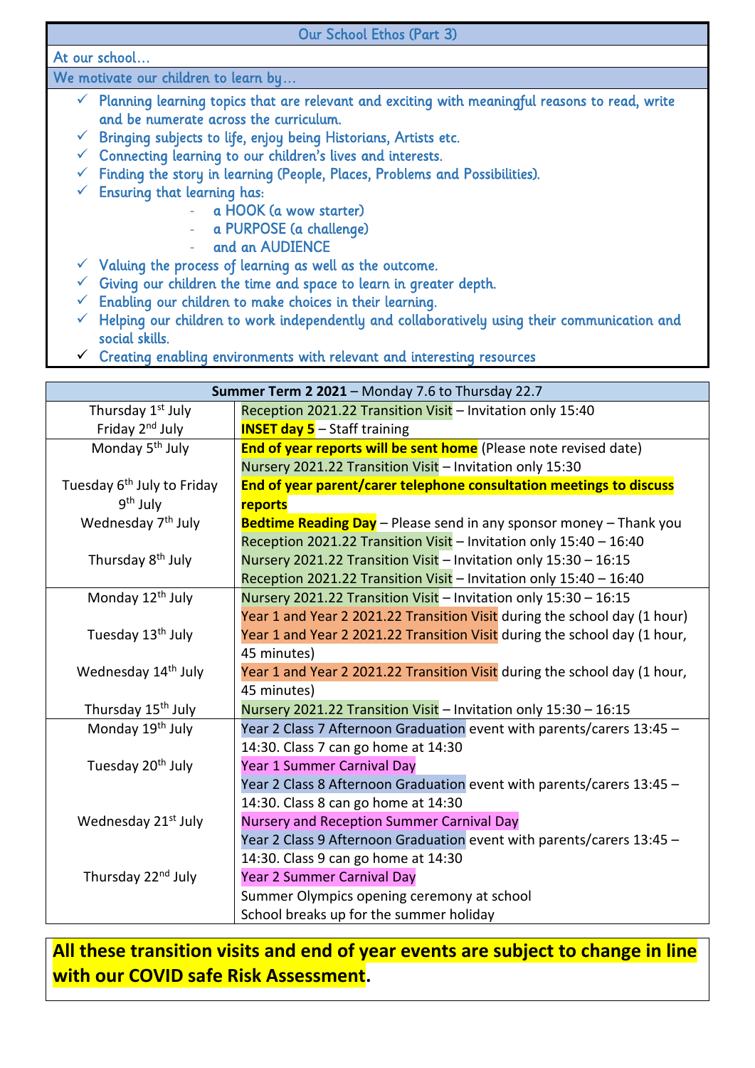## Our School Ethos (Part 3)

At our school…

We motivate our children to learn by…

- ✓ Planning learning topics that are relevant and exciting with meaningful reasons to read, write and be numerate across the curriculum.
- ✓ Bringing subjects to life, enjoy being Historians, Artists etc.
- ✓ Connecting learning to our children's lives and interests.
- ✓ Finding the story in learning (People, Places, Problems and Possibilities).
- ✓ Ensuring that learning has:
  - a HOOK (a wow starter)
  - a PURPOSE (a challenge)
  - and an AUDIENCE
- ✓ Valuing the process of learning as well as the outcome.
- ✓ Giving our children the time and space to learn in greater depth.
- ✓ Enabling our children to make choices in their learning.
- ✓ Helping our children to work independently and collaboratively using their communication and social skills.
- ✓ Creating enabling environments with relevant and interesting resources

| **Summer Term 2 2021** – Monday 7.6 to Thursday 22.7 | |
|---|---|
| Thursday 1st July | Reception 2021.22 Transition Visit – Invitation only 15:40 |
| Friday 2nd July | **INSET day 5** – Staff training |
| Monday 5th July | **End of year reports will be sent home** (Please note revised date) |
| | Nursery 2021.22 Transition Visit – Invitation only 15:30 |
| Tuesday 6th July to Friday 9th July | **End of year parent/carer telephone consultation meetings to discuss reports** |
| Wednesday 7th July | **Bedtime Reading Day** – Please send in any sponsor money – Thank you |
| | Reception 2021.22 Transition Visit – Invitation only 15:40 – 16:40 |
| Thursday 8th July | Nursery 2021.22 Transition Visit – Invitation only 15:30 – 16:15 |
| | Reception 2021.22 Transition Visit – Invitation only 15:40 – 16:40 |
| Monday 12th July | Nursery 2021.22 Transition Visit – Invitation only 15:30 – 16:15 |
| | Year 1 and Year 2 2021.22 Transition Visit during the school day (1 hour) |
| Tuesday 13th July | Year 1 and Year 2 2021.22 Transition Visit during the school day (1 hour, 45 minutes) |
| Wednesday 14th July | Year 1 and Year 2 2021.22 Transition Visit during the school day (1 hour, 45 minutes) |
| Thursday 15th July | Nursery 2021.22 Transition Visit – Invitation only 15:30 – 16:15 |
| Monday 19th July | Year 2 Class 7 Afternoon Graduation event with parents/carers 13:45 – 14:30. Class 7 can go home at 14:30 |
| Tuesday 20th July | Year 1 Summer Carnival Day |
| | Year 2 Class 8 Afternoon Graduation event with parents/carers 13:45 – 14:30. Class 8 can go home at 14:30 |
| Wednesday 21st July | Nursery and Reception Summer Carnival Day |
| | Year 2 Class 9 Afternoon Graduation event with parents/carers 13:45 – 14:30. Class 9 can go home at 14:30 |
| Thursday 22nd July | Year 2 Summer Carnival Day |
| | Summer Olympics opening ceremony at school |
| | School breaks up for the summer holiday |

**All these transition visits and end of year events are subject to change in line with our COVID safe Risk Assessment.**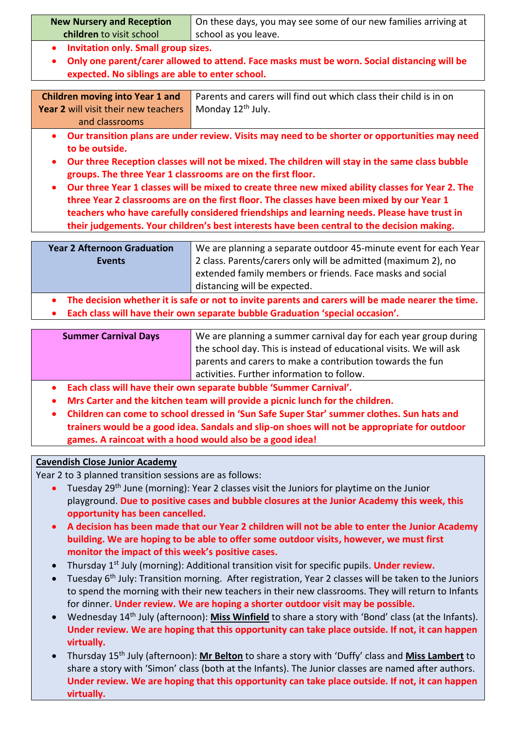| **New Nursery and Reception children** to visit school | On these days, you may see some of our new families arriving at school as you leave. |
|---|---|

- **Invitation only. Small group sizes.**
- **Only one parent/carer allowed to attend. Face masks must be worn. Social distancing will be expected. No siblings are able to enter school.**

| **Children moving into Year 1 and Year 2** will visit their new teachers and classrooms | Parents and carers will find out which class their child is in on Monday 12th July. |
|---|---|

- **Our transition plans are under review. Visits may need to be shorter or opportunities may need to be outside.**
- **Our three Reception classes will not be mixed. The children will stay in the same class bubble groups. The three Year 1 classrooms are on the first floor.**
- **Our three Year 1 classes will be mixed to create three new mixed ability classes for Year 2. The three Year 2 classrooms are on the first floor. The classes have been mixed by our Year 1 teachers who have carefully considered friendships and learning needs. Please have trust in their judgements. Your children's best interests have been central to the decision making.**

| **Year 2 Afternoon Graduation Events** | We are planning a separate outdoor 45-minute event for each Year 2 class. Parents/carers only will be admitted (maximum 2), no extended family members or friends. Face masks and social distancing will be expected. |
|---|---|

- **The decision whether it is safe or not to invite parents and carers will be made nearer the time.**
- **Each class will have their own separate bubble Graduation 'special occasion'.**

| **Summer Carnival Days** | We are planning a summer carnival day for each year group during the school day. This is instead of educational visits. We will ask parents and carers to make a contribution towards the fun activities. Further information to follow. |
|---|---|

- **Each class will have their own separate bubble 'Summer Carnival'.**
- **Mrs Carter and the kitchen team will provide a picnic lunch for the children.**
- **Children can come to school dressed in 'Sun Safe Super Star' summer clothes. Sun hats and trainers would be a good idea. Sandals and slip-on shoes will not be appropriate for outdoor games. A raincoat with a hood would also be a good idea!**

**Cavendish Close Junior Academy**

Year 2 to 3 planned transition sessions are as follows:

- Tuesday 29th June (morning): Year 2 classes visit the Juniors for playtime on the Junior playground. **Due to positive cases and bubble closures at the Junior Academy this week, this opportunity has been cancelled.**
- **A decision has been made that our Year 2 children will not be able to enter the Junior Academy building. We are hoping to be able to offer some outdoor visits, however, we must first monitor the impact of this week's positive cases.**
- Thursday 1st July (morning): Additional transition visit for specific pupils. **Under review.**
- Tuesday 6th July: Transition morning. After registration, Year 2 classes will be taken to the Juniors to spend the morning with their new teachers in their new classrooms. They will return to Infants for dinner. **Under review. We are hoping a shorter outdoor visit may be possible.**
- Wednesday 14th July (afternoon): **Miss Winfield** to share a story with 'Bond' class (at the Infants). **Under review. We are hoping that this opportunity can take place outside. If not, it can happen virtually.**
- Thursday 15th July (afternoon): **Mr Belton** to share a story with 'Duffy' class and **Miss Lambert** to share a story with 'Simon' class (both at the Infants). The Junior classes are named after authors. **Under review. We are hoping that this opportunity can take place outside. If not, it can happen virtually.**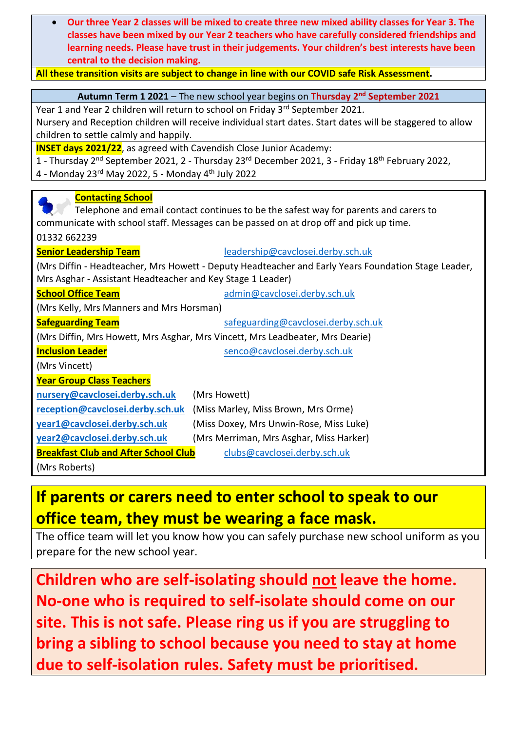- **Our three Year 2 classes will be mixed to create three new mixed ability classes for Year 3. The classes have been mixed by our Year 2 teachers who have carefully considered friendships and learning needs. Please have trust in their judgements. Your children's best interests have been central to the decision making.**

**All these transition visits are subject to change in line with our COVID safe Risk Assessment.**

**Autumn Term 1 2021** – The new school year begins on **Thursday 2nd September 2021**

Year 1 and Year 2 children will return to school on Friday 3rd September 2021.
Nursery and Reception children will receive individual start dates. Start dates will be staggered to allow children to settle calmly and happily.

**INSET days 2021/22**, as agreed with Cavendish Close Junior Academy:
1 - Thursday 2nd September 2021, 2 - Thursday 23rd December 2021, 3 - Friday 18th February 2022,
4 - Monday 23rd May 2022, 5 - Monday 4th July 2022

**Contacting School**

Telephone and email contact continues to be the safest way for parents and carers to communicate with school staff. Messages can be passed on at drop off and pick up time.

01332 662239

**Senior Leadership Team** leadership@cavclosei.derby.sch.uk
(Mrs Diffin - Headteacher, Mrs Howett - Deputy Headteacher and Early Years Foundation Stage Leader, Mrs Asghar - Assistant Headteacher and Key Stage 1 Leader)

**School Office Team** admin@cavclosei.derby.sch.uk
(Mrs Kelly, Mrs Manners and Mrs Horsman)

**Safeguarding Team** safeguarding@cavclosei.derby.sch.uk
(Mrs Diffin, Mrs Howett, Mrs Asghar, Mrs Vincett, Mrs Leadbeater, Mrs Dearie)

**Inclusion Leader** senco@cavclosei.derby.sch.uk
(Mrs Vincett)

**Year Group Class Teachers**

**nursery@cavclosei.derby.sch.uk** (Mrs Howett)
**reception@cavclosei.derby.sch.uk** (Miss Marley, Miss Brown, Mrs Orme)
**year1@cavclosei.derby.sch.uk** (Miss Doxey, Mrs Unwin-Rose, Miss Luke)
**year2@cavclosei.derby.sch.uk** (Mrs Merriman, Mrs Asghar, Miss Harker)

**Breakfast Club and After School Club** clubs@cavclosei.derby.sch.uk
(Mrs Roberts)

## If parents or carers need to enter school to speak to our office team, they must be wearing a face mask.

The office team will let you know how you can safely purchase new school uniform as you prepare for the new school year.

## Children who are self-isolating should not leave the home. No-one who is required to self-isolate should come on our site. This is not safe. Please ring us if you are struggling to bring a sibling to school because you need to stay at home due to self-isolation rules. Safety must be prioritised.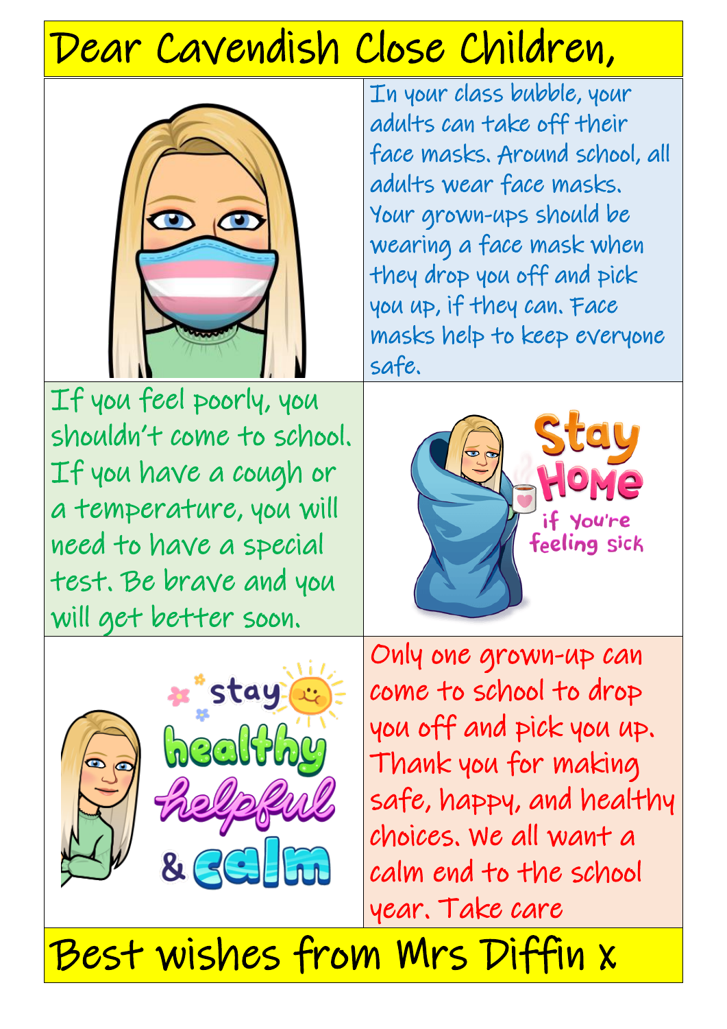# Dear Cavendish Close Children,

In your class bubble, your adults can take off their face masks. Around school, all adults wear face masks. Your grown-ups should be wearing a face mask when they drop you off and pick you up, if they can. Face masks help to keep everyone safe.

If you feel poorly, you shouldn't come to school. If you have a cough or a temperature, you will need to have a special test. Be brave and you will get better soon.

Stay Home if you're feeling sick

stay healthy helpful & calm

Only one grown-up can come to school to drop you off and pick you up. Thank you for making safe, happy, and healthy choices. We all want a calm end to the school year. Take care

Best wishes from Mrs Diffin x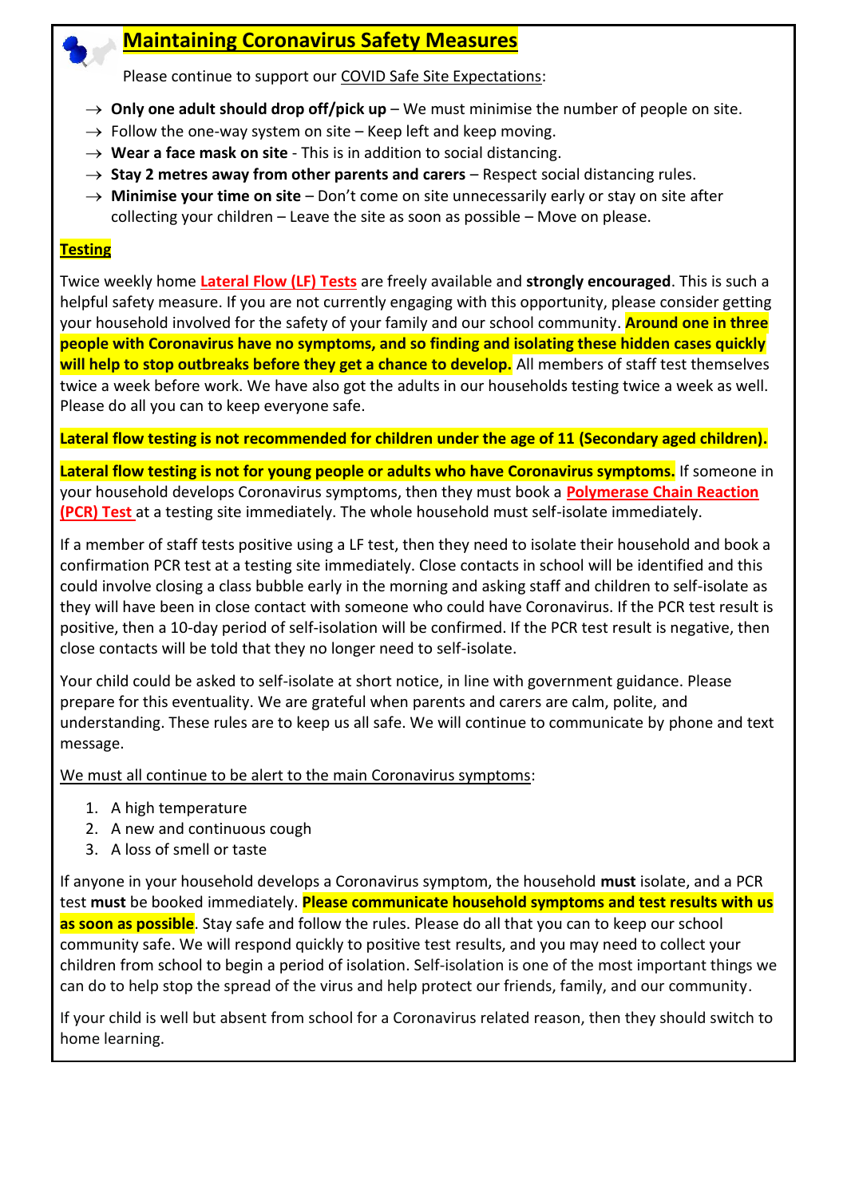## Maintaining Coronavirus Safety Measures

Please continue to support our COVID Safe Site Expectations:

- → **Only one adult should drop off/pick up** – We must minimise the number of people on site.
- → Follow the one-way system on site – Keep left and keep moving.
- → **Wear a face mask on site** - This is in addition to social distancing.
- → **Stay 2 metres away from other parents and carers** – Respect social distancing rules.
- → **Minimise your time on site** – Don't come on site unnecessarily early or stay on site after collecting your children – Leave the site as soon as possible – Move on please.

### Testing

Twice weekly home **Lateral Flow (LF) Tests** are freely available and **strongly encouraged**. This is such a helpful safety measure. If you are not currently engaging with this opportunity, please consider getting your household involved for the safety of your family and our school community. **Around one in three people with Coronavirus have no symptoms, and so finding and isolating these hidden cases quickly will help to stop outbreaks before they get a chance to develop.** All members of staff test themselves twice a week before work. We have also got the adults in our households testing twice a week as well. Please do all you can to keep everyone safe.

**Lateral flow testing is not recommended for children under the age of 11 (Secondary aged children).**

**Lateral flow testing is not for young people or adults who have Coronavirus symptoms.** If someone in your household develops Coronavirus symptoms, then they must book a **Polymerase Chain Reaction (PCR) Test** at a testing site immediately. The whole household must self-isolate immediately.

If a member of staff tests positive using a LF test, then they need to isolate their household and book a confirmation PCR test at a testing site immediately. Close contacts in school will be identified and this could involve closing a class bubble early in the morning and asking staff and children to self-isolate as they will have been in close contact with someone who could have Coronavirus. If the PCR test result is positive, then a 10-day period of self-isolation will be confirmed. If the PCR test result is negative, then close contacts will be told that they no longer need to self-isolate.

Your child could be asked to self-isolate at short notice, in line with government guidance. Please prepare for this eventuality. We are grateful when parents and carers are calm, polite, and understanding. These rules are to keep us all safe. We will continue to communicate by phone and text message.

We must all continue to be alert to the main Coronavirus symptoms:

1. A high temperature
2. A new and continuous cough
3. A loss of smell or taste

If anyone in your household develops a Coronavirus symptom, the household **must** isolate, and a PCR test **must** be booked immediately. **Please communicate household symptoms and test results with us as soon as possible**. Stay safe and follow the rules. Please do all that you can to keep our school community safe. We will respond quickly to positive test results, and you may need to collect your children from school to begin a period of isolation. Self-isolation is one of the most important things we can do to help stop the spread of the virus and help protect our friends, family, and our community.

If your child is well but absent from school for a Coronavirus related reason, then they should switch to home learning.